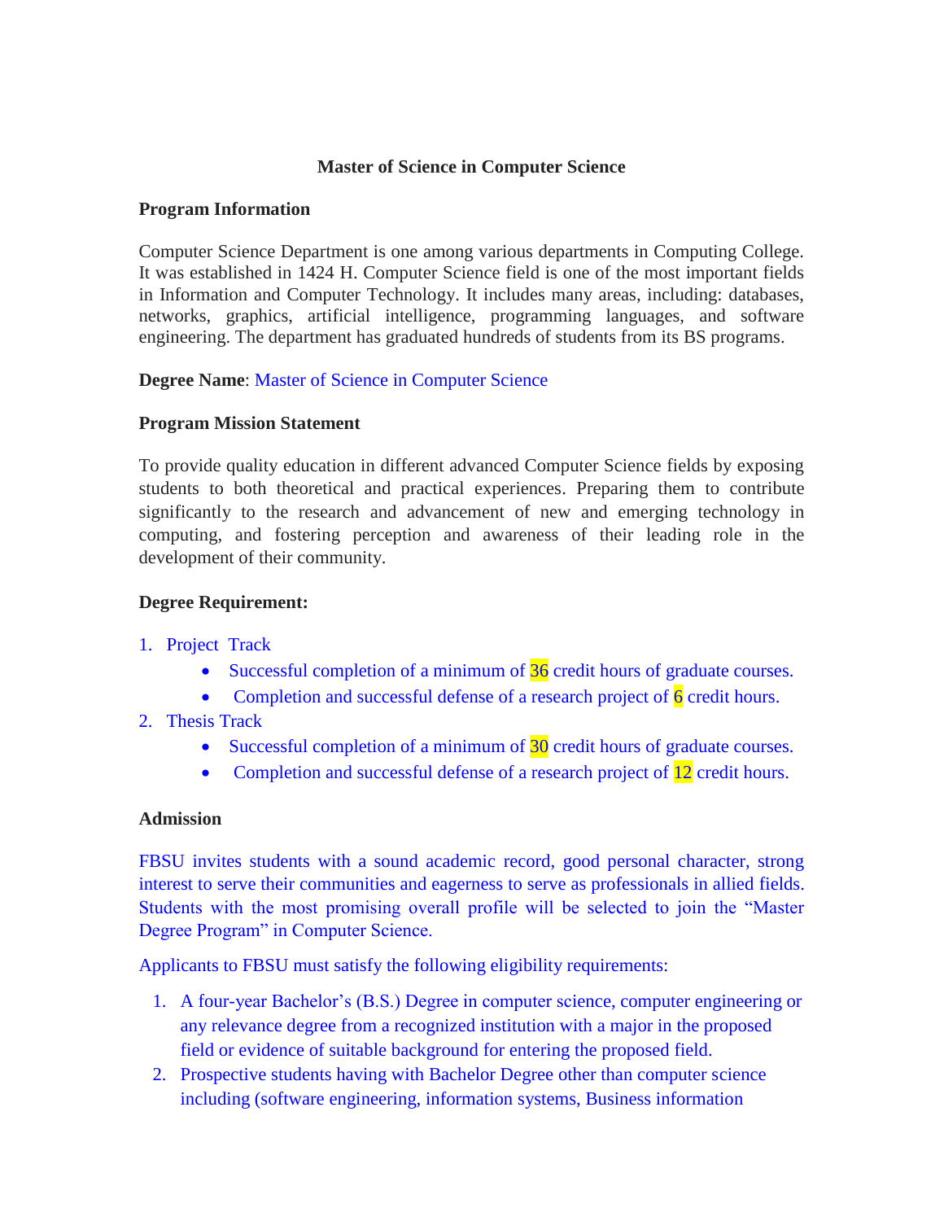# Master of Science in Computer Science

## Program Information

Computer Science Department is one among various departments in Computing College. It was established in 1424 H. Computer Science field is one of the most important fields in Information and Computer Technology. It includes many areas, including: databases, networks, graphics, artificial intelligence, programming languages, and software engineering. The department has graduated hundreds of students from its BS programs.

**Degree Name**: Master of Science in Computer Science

## Program Mission Statement

To provide quality education in different advanced Computer Science fields by exposing students to both theoretical and practical experiences. Preparing them to contribute significantly to the research and advancement of new and emerging technology in computing, and fostering perception and awareness of their leading role in the development of their community.

## Degree Requirement:

1. Project Track
   - Successful completion of a minimum of 36 credit hours of graduate courses.
   - Completion and successful defense of a research project of 6 credit hours.
2. Thesis Track
   - Successful completion of a minimum of 30 credit hours of graduate courses.
   - Completion and successful defense of a research project of 12 credit hours.

## Admission

FBSU invites students with a sound academic record, good personal character, strong interest to serve their communities and eagerness to serve as professionals in allied fields. Students with the most promising overall profile will be selected to join the "Master Degree Program" in Computer Science.

Applicants to FBSU must satisfy the following eligibility requirements:

1. A four-year Bachelor's (B.S.) Degree in computer science, computer engineering or any relevance degree from a recognized institution with a major in the proposed field or evidence of suitable background for entering the proposed field.
2. Prospective students having with Bachelor Degree other than computer science including (software engineering, information systems, Business information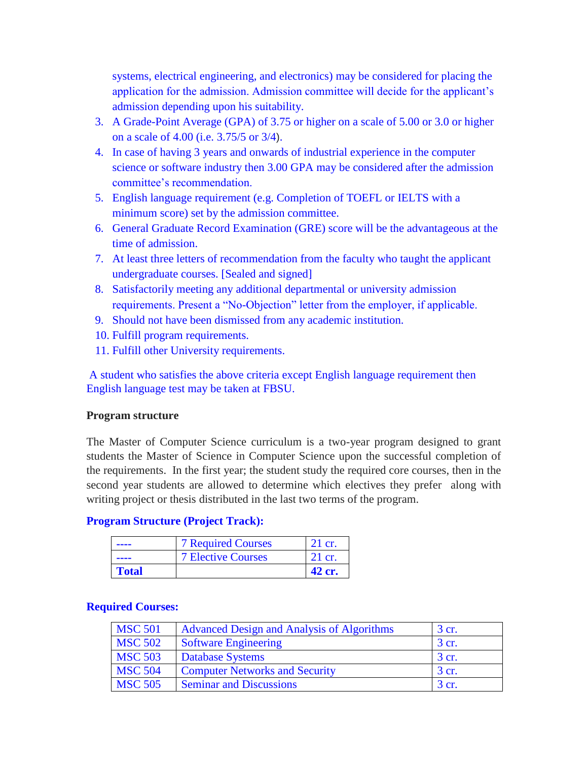systems, electrical engineering, and electronics) may be considered for placing the application for the admission. Admission committee will decide for the applicant's admission depending upon his suitability.

3. A Grade-Point Average (GPA) of 3.75 or higher on a scale of 5.00 or 3.0 or higher on a scale of 4.00 (i.e. 3.75/5 or 3/4).
4. In case of having 3 years and onwards of industrial experience in the computer science or software industry then 3.00 GPA may be considered after the admission committee's recommendation.
5. English language requirement (e.g. Completion of TOEFL or IELTS with a minimum score) set by the admission committee.
6. General Graduate Record Examination (GRE) score will be the advantageous at the time of admission.
7. At least three letters of recommendation from the faculty who taught the applicant undergraduate courses. [Sealed and signed]
8. Satisfactorily meeting any additional departmental or university admission requirements. Present a "No-Objection" letter from the employer, if applicable.
9. Should not have been dismissed from any academic institution.
10. Fulfill program requirements.
11. Fulfill other University requirements.

A student who satisfies the above criteria except English language requirement then English language test may be taken at FBSU.

**Program structure**

The Master of Computer Science curriculum is a two-year program designed to grant students the Master of Science in Computer Science upon the successful completion of the requirements. In the first year; the student study the required core courses, then in the second year students are allowed to determine which electives they prefer along with writing project or thesis distributed in the last two terms of the program.

**Program Structure (Project Track):**

| ---- | 7 Required Courses | 21 cr. |
|---|---|---|
| ---- | 7 Elective Courses | 21 cr. |
| **Total** | | **42 cr.** |

**Required Courses:**

| MSC 501 | Advanced Design and Analysis of Algorithms | 3 cr. |
|---|---|---|
| MSC 502 | Software Engineering | 3 cr. |
| MSC 503 | Database Systems | 3 cr. |
| MSC 504 | Computer Networks and Security | 3 cr. |
| MSC 505 | Seminar and Discussions | 3 cr. |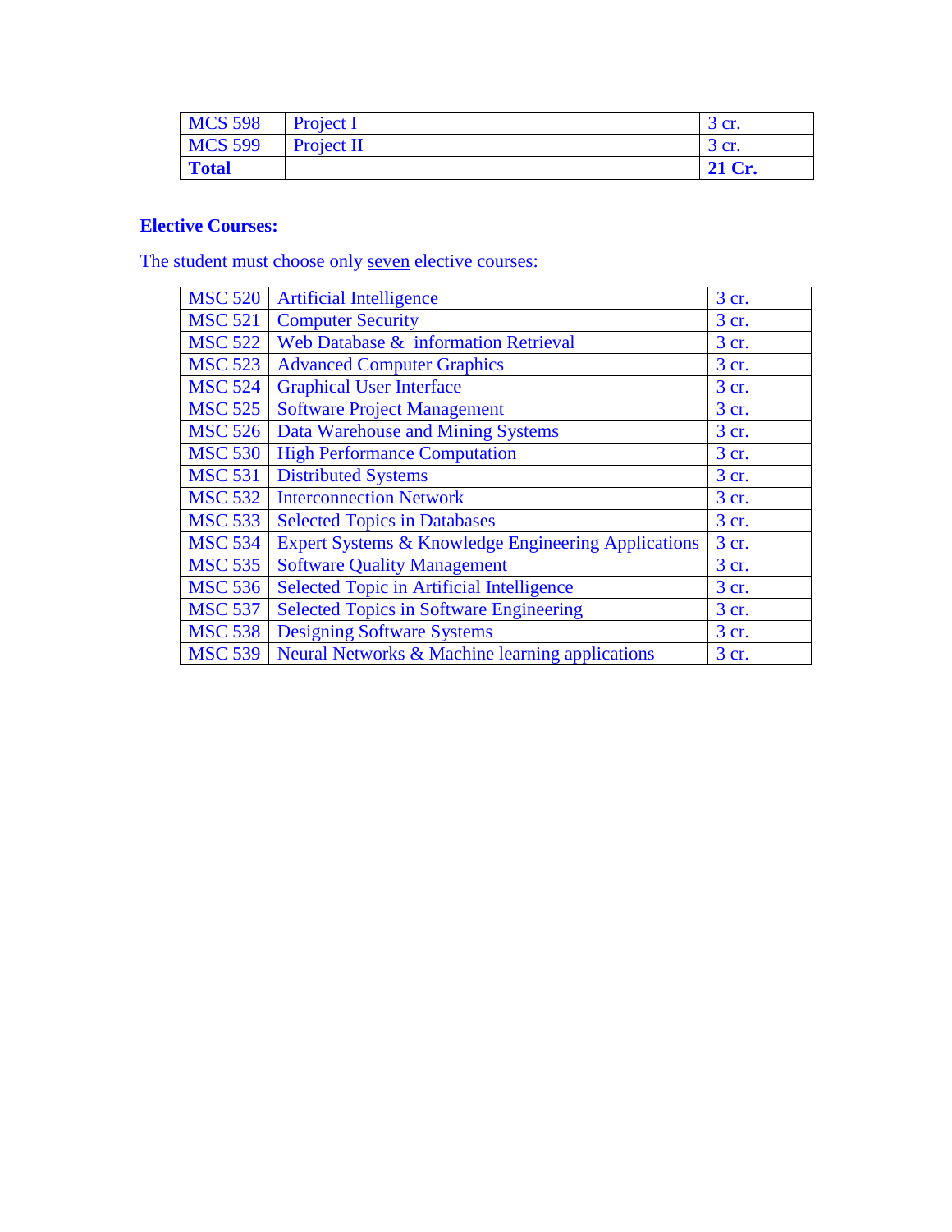| MCS 598 | Project I | 3 cr. |
|---|---|---|
| MCS 599 | Project II | 3 cr. |
| **Total** | | **21 Cr.** |

**Elective Courses:**

The student must choose only <u>seven</u> elective courses:

| MSC 520 | Artificial Intelligence | 3 cr. |
|---|---|---|
| MSC 521 | Computer Security | 3 cr. |
| MSC 522 | Web Database & information Retrieval | 3 cr. |
| MSC 523 | Advanced Computer Graphics | 3 cr. |
| MSC 524 | Graphical User Interface | 3 cr. |
| MSC 525 | Software Project Management | 3 cr. |
| MSC 526 | Data Warehouse and Mining Systems | 3 cr. |
| MSC 530 | High Performance Computation | 3 cr. |
| MSC 531 | Distributed Systems | 3 cr. |
| MSC 532 | Interconnection Network | 3 cr. |
| MSC 533 | Selected Topics in Databases | 3 cr. |
| MSC 534 | Expert Systems & Knowledge Engineering Applications | 3 cr. |
| MSC 535 | Software Quality Management | 3 cr. |
| MSC 536 | Selected Topic in Artificial Intelligence | 3 cr. |
| MSC 537 | Selected Topics in Software Engineering | 3 cr. |
| MSC 538 | Designing Software Systems | 3 cr. |
| MSC 539 | Neural Networks & Machine learning applications | 3 cr. |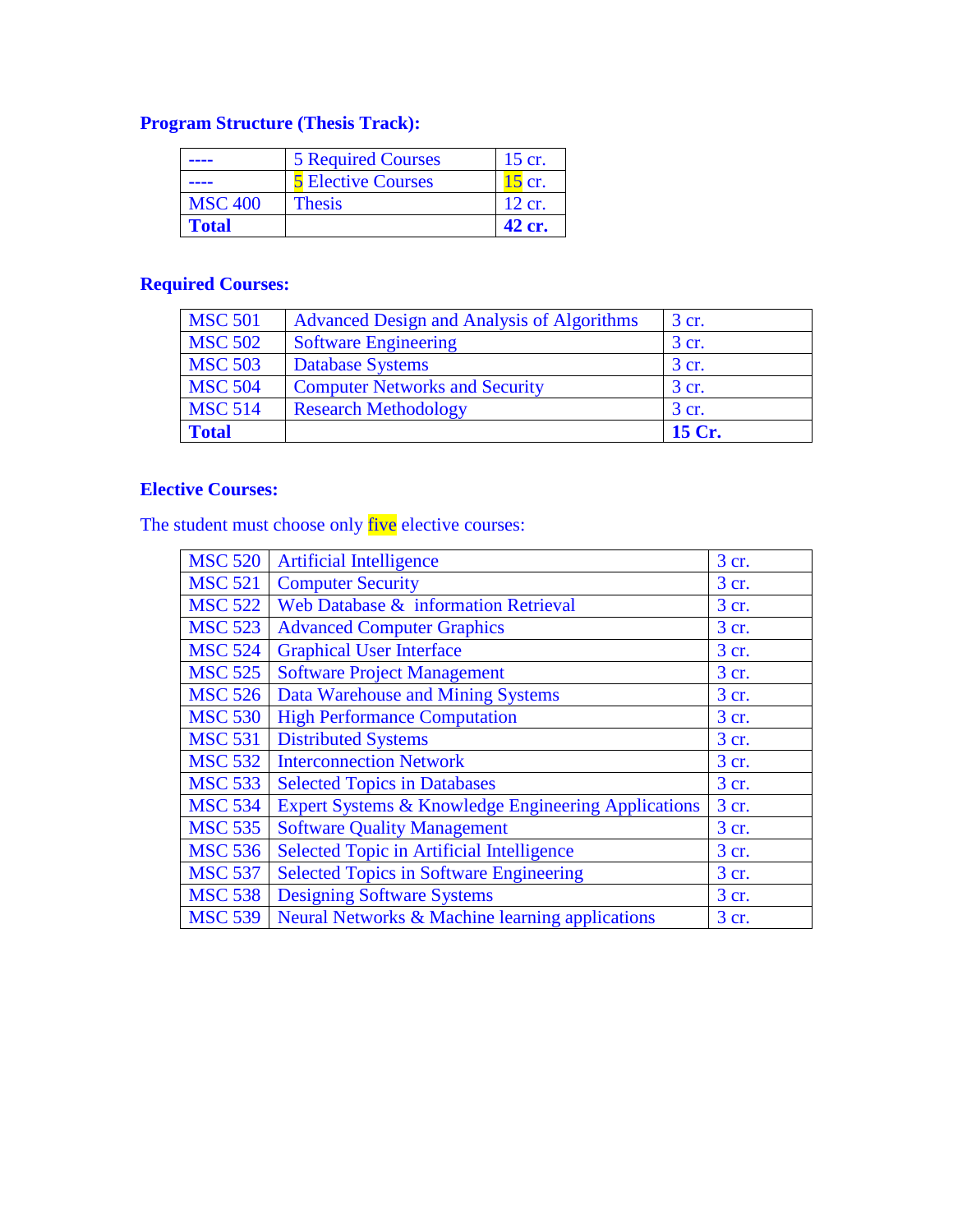**Program Structure (Thesis Track):**

| ---- | 5 Required Courses | 15 cr. |
|---|---|---|
| ---- | 5 Elective Courses | 15 cr. |
| MSC 400 | Thesis | 12 cr. |
| **Total** | | **42 cr.** |

**Required Courses:**

| MSC 501 | Advanced Design and Analysis of Algorithms | 3 cr. |
|---|---|---|
| MSC 502 | Software Engineering | 3 cr. |
| MSC 503 | Database Systems | 3 cr. |
| MSC 504 | Computer Networks and Security | 3 cr. |
| MSC 514 | Research Methodology | 3 cr. |
| **Total** | | **15 Cr.** |

**Elective Courses:**

The student must choose only five elective courses:

| MSC 520 | Artificial Intelligence | 3 cr. |
|---|---|---|
| MSC 521 | Computer Security | 3 cr. |
| MSC 522 | Web Database & information Retrieval | 3 cr. |
| MSC 523 | Advanced Computer Graphics | 3 cr. |
| MSC 524 | Graphical User Interface | 3 cr. |
| MSC 525 | Software Project Management | 3 cr. |
| MSC 526 | Data Warehouse and Mining Systems | 3 cr. |
| MSC 530 | High Performance Computation | 3 cr. |
| MSC 531 | Distributed Systems | 3 cr. |
| MSC 532 | Interconnection Network | 3 cr. |
| MSC 533 | Selected Topics in Databases | 3 cr. |
| MSC 534 | Expert Systems & Knowledge Engineering Applications | 3 cr. |
| MSC 535 | Software Quality Management | 3 cr. |
| MSC 536 | Selected Topic in Artificial Intelligence | 3 cr. |
| MSC 537 | Selected Topics in Software Engineering | 3 cr. |
| MSC 538 | Designing Software Systems | 3 cr. |
| MSC 539 | Neural Networks & Machine learning applications | 3 cr. |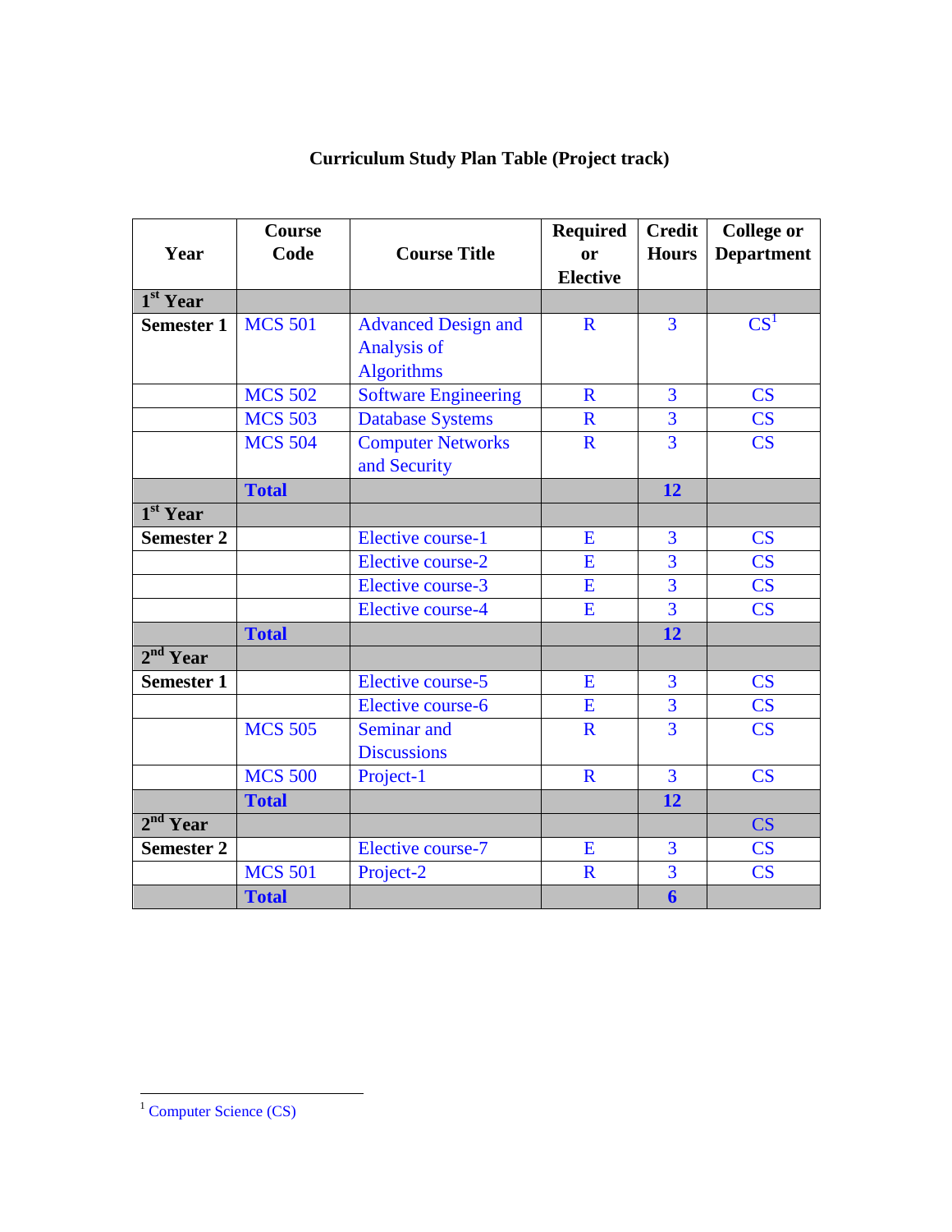## Curriculum Study Plan Table (Project track)

| Year | Course Code | Course Title | Required or Elective | Credit Hours | College or Department |
|---|---|---|---|---|---|
| 1st Year | | | | | |
| Semester 1 | MCS 501 | Advanced Design and Analysis of Algorithms | R | 3 | CS[1] |
| | MCS 502 | Software Engineering | R | 3 | CS |
| | MCS 503 | Database Systems | R | 3 | CS |
| | MCS 504 | Computer Networks and Security | R | 3 | CS |
| | **Total** | | | **12** | |
| 1st Year | | | | | |
| Semester 2 | | Elective course-1 | E | 3 | CS |
| | | Elective course-2 | E | 3 | CS |
| | | Elective course-3 | E | 3 | CS |
| | | Elective course-4 | E | 3 | CS |
| | **Total** | | | **12** | |
| 2nd Year | | | | | |
| Semester 1 | | Elective course-5 | E | 3 | CS |
| | | Elective course-6 | E | 3 | CS |
| | MCS 505 | Seminar and Discussions | R | 3 | CS |
| | MCS 500 | Project-1 | R | 3 | CS |
| | **Total** | | | **12** | |
| 2nd Year | | | | | CS |
| Semester 2 | | Elective course-7 | E | 3 | CS |
| | MCS 501 | Project-2 | R | 3 | CS |
| | **Total** | | | **6** | |

[1] Computer Science (CS)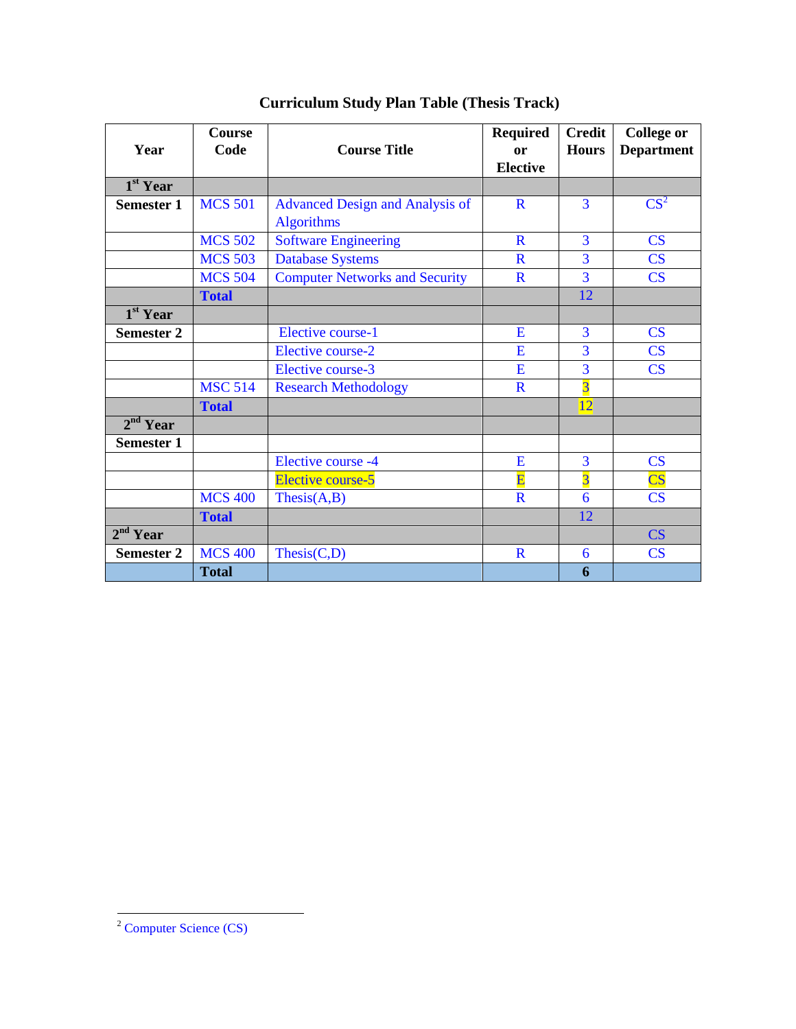## Curriculum Study Plan Table (Thesis Track)

| Year | Course Code | Course Title | Required or Elective | Credit Hours | College or Department |
|---|---|---|---|---|---|
| 1st Year | | | | | |
| Semester 1 | MCS 501 | Advanced Design and Analysis of Algorithms | R | 3 | CS[2] |
| | MCS 502 | Software Engineering | R | 3 | CS |
| | MCS 503 | Database Systems | R | 3 | CS |
| | MCS 504 | Computer Networks and Security | R | 3 | CS |
| | **Total** | | | 12 | |
| 1st Year | | | | | |
| Semester 2 | | Elective course-1 | E | 3 | CS |
| | | Elective course-2 | E | 3 | CS |
| | | Elective course-3 | E | 3 | CS |
| | MSC 514 | Research Methodology | R | 3 | |
| | **Total** | | | 12 | |
| 2nd Year | | | | | |
| Semester 1 | | | | | |
| | | Elective course -4 | E | 3 | CS |
| | | Elective course-5 | E | 3 | CS |
| | MCS 400 | Thesis(A,B) | R | 6 | CS |
| | **Total** | | | 12 | |
| 2nd Year | | | | | CS |
| Semester 2 | MCS 400 | Thesis(C,D) | R | 6 | CS |
| | **Total** | | | **6** | |

[2] Computer Science (CS)